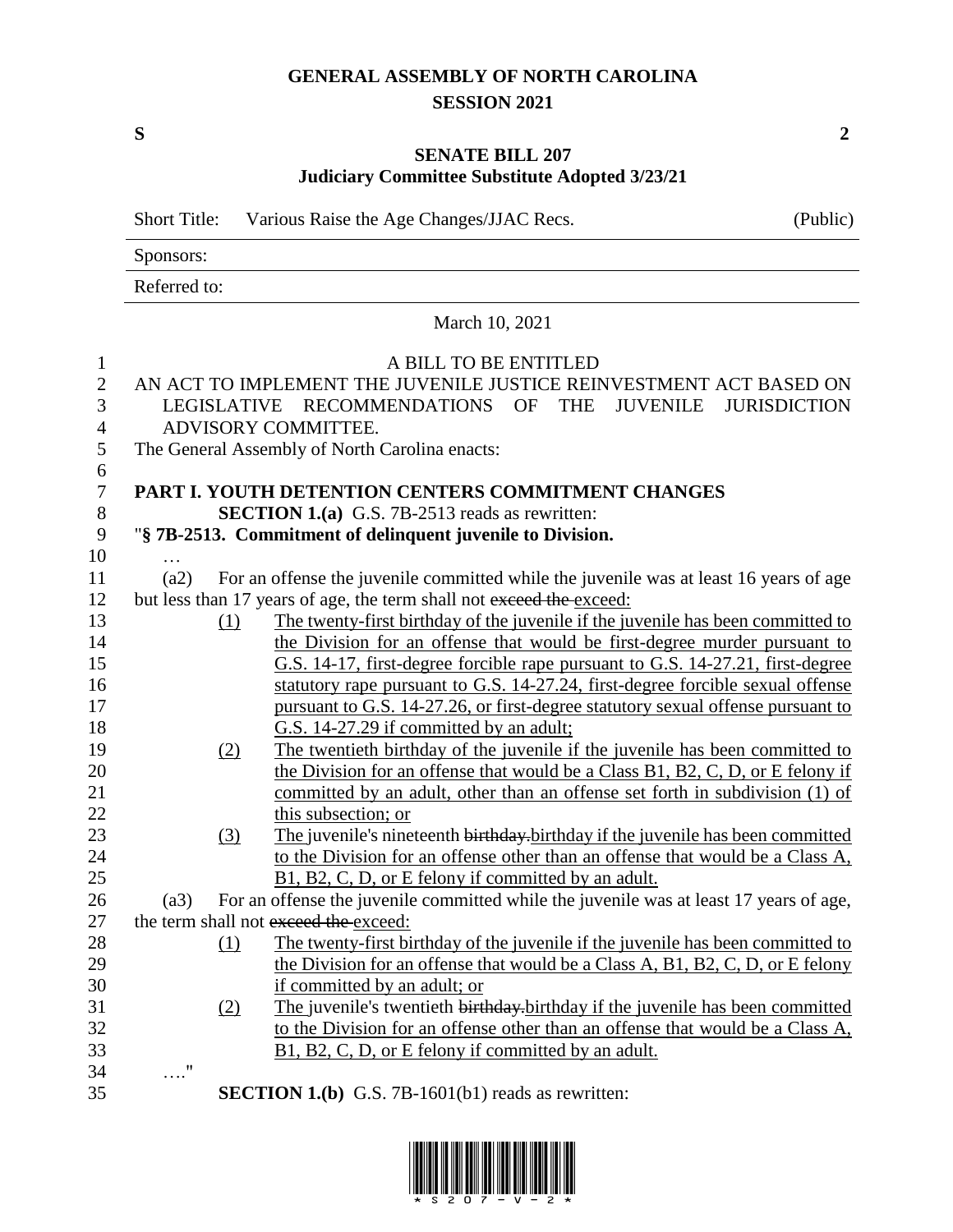# GENERAL ASSEMBLY OF NORTH CAROLINA
## SESSION 2021

**S** **2**

**SENATE BILL 207**
**Judiciary Committee Substitute Adopted 3/23/21**

| Short Title: | Various Raise the Age Changes/JJAC Recs. | (Public) |
|---|---|---|
| Sponsors: | | |
| Referred to: | | |

March 10, 2021

A BILL TO BE ENTITLED

AN ACT TO IMPLEMENT THE JUVENILE JUSTICE REINVESTMENT ACT BASED ON LEGISLATIVE RECOMMENDATIONS OF THE JUVENILE JURISDICTION ADVISORY COMMITTEE.

The General Assembly of North Carolina enacts:

**PART I. YOUTH DETENTION CENTERS COMMITMENT CHANGES**

**SECTION 1.(a)** G.S. 7B-2513 reads as rewritten:

"**§ 7B-2513. Commitment of delinquent juvenile to Division.**

…

(a2) For an offense the juvenile committed while the juvenile was at least 16 years of age but less than 17 years of age, the term shall not ~~exceed the~~ exceed:

(1) The twenty-first birthday of the juvenile if the juvenile has been committed to the Division for an offense that would be first-degree murder pursuant to G.S. 14-17, first-degree forcible rape pursuant to G.S. 14-27.21, first-degree statutory rape pursuant to G.S. 14-27.24, first-degree forcible sexual offense pursuant to G.S. 14-27.26, or first-degree statutory sexual offense pursuant to G.S. 14-27.29 if committed by an adult;

(2) The twentieth birthday of the juvenile if the juvenile has been committed to the Division for an offense that would be a Class B1, B2, C, D, or E felony if committed by an adult, other than an offense set forth in subdivision (1) of this subsection; or

(3) The juvenile's nineteenth ~~birthday.~~birthday if the juvenile has been committed to the Division for an offense other than an offense that would be a Class A, B1, B2, C, D, or E felony if committed by an adult.

(a3) For an offense the juvenile committed while the juvenile was at least 17 years of age, the term shall not ~~exceed the~~ exceed:

(1) The twenty-first birthday of the juvenile if the juvenile has been committed to the Division for an offense that would be a Class A, B1, B2, C, D, or E felony if committed by an adult; or

(2) The juvenile's twentieth ~~birthday.~~birthday if the juvenile has been committed to the Division for an offense other than an offense that would be a Class A, B1, B2, C, D, or E felony if committed by an adult.

…."

**SECTION 1.(b)** G.S. 7B-1601(b1) reads as rewritten: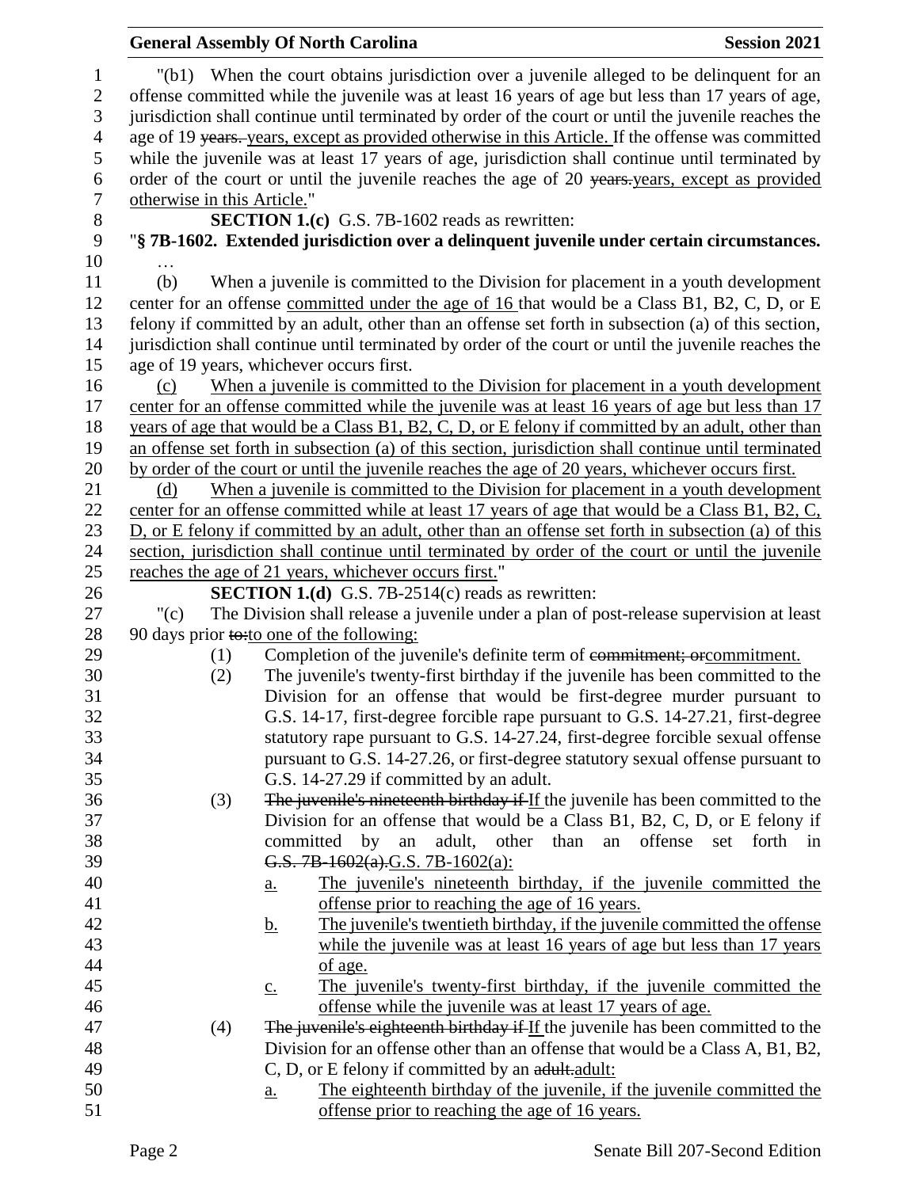"(b1) When the court obtains jurisdiction over a juvenile alleged to be delinquent for an offense committed while the juvenile was at least 16 years of age but less than 17 years of age, jurisdiction shall continue until terminated by order of the court or until the juvenile reaches the age of 19 ~~years.~~ years, except as provided otherwise in this Article. If the offense was committed while the juvenile was at least 17 years of age, jurisdiction shall continue until terminated by order of the court or until the juvenile reaches the age of 20 ~~years.~~years, except as provided otherwise in this Article."

**SECTION 1.(c)** G.S. 7B-1602 reads as rewritten:

"**§ 7B-1602. Extended jurisdiction over a delinquent juvenile under certain circumstances.**

…

(b) When a juvenile is committed to the Division for placement in a youth development center for an offense committed under the age of 16 that would be a Class B1, B2, C, D, or E felony if committed by an adult, other than an offense set forth in subsection (a) of this section, jurisdiction shall continue until terminated by order of the court or until the juvenile reaches the age of 19 years, whichever occurs first.

(c) When a juvenile is committed to the Division for placement in a youth development center for an offense committed while the juvenile was at least 16 years of age but less than 17 years of age that would be a Class B1, B2, C, D, or E felony if committed by an adult, other than an offense set forth in subsection (a) of this section, jurisdiction shall continue until terminated by order of the court or until the juvenile reaches the age of 20 years, whichever occurs first.

(d) When a juvenile is committed to the Division for placement in a youth development center for an offense committed while at least 17 years of age that would be a Class B1, B2, C, D, or E felony if committed by an adult, other than an offense set forth in subsection (a) of this section, jurisdiction shall continue until terminated by order of the court or until the juvenile reaches the age of 21 years, whichever occurs first."

**SECTION 1.(d)** G.S. 7B-2514(c) reads as rewritten:

"(c) The Division shall release a juvenile under a plan of post-release supervision at least 90 days prior ~~to:~~to one of the following:

(1) Completion of the juvenile's definite term of ~~commitment; or~~commitment.

(2) The juvenile's twenty-first birthday if the juvenile has been committed to the Division for an offense that would be first-degree murder pursuant to G.S. 14-17, first-degree forcible rape pursuant to G.S. 14-27.21, first-degree statutory rape pursuant to G.S. 14-27.24, first-degree forcible sexual offense pursuant to G.S. 14-27.26, or first-degree statutory sexual offense pursuant to G.S. 14-27.29 if committed by an adult.

(3) ~~The juvenile's nineteenth birthday if~~ If the juvenile has been committed to the Division for an offense that would be a Class B1, B2, C, D, or E felony if committed by an adult, other than an offense set forth in ~~G.S. 7B-1602(a).~~G.S. 7B-1602(a):

a. The juvenile's nineteenth birthday, if the juvenile committed the offense prior to reaching the age of 16 years.

b. The juvenile's twentieth birthday, if the juvenile committed the offense while the juvenile was at least 16 years of age but less than 17 years of age.

c. The juvenile's twenty-first birthday, if the juvenile committed the offense while the juvenile was at least 17 years of age.

(4) ~~The juvenile's eighteenth birthday if~~ If the juvenile has been committed to the Division for an offense other than an offense that would be a Class A, B1, B2, C, D, or E felony if committed by an ~~adult.~~adult:

a. The eighteenth birthday of the juvenile, if the juvenile committed the offense prior to reaching the age of 16 years.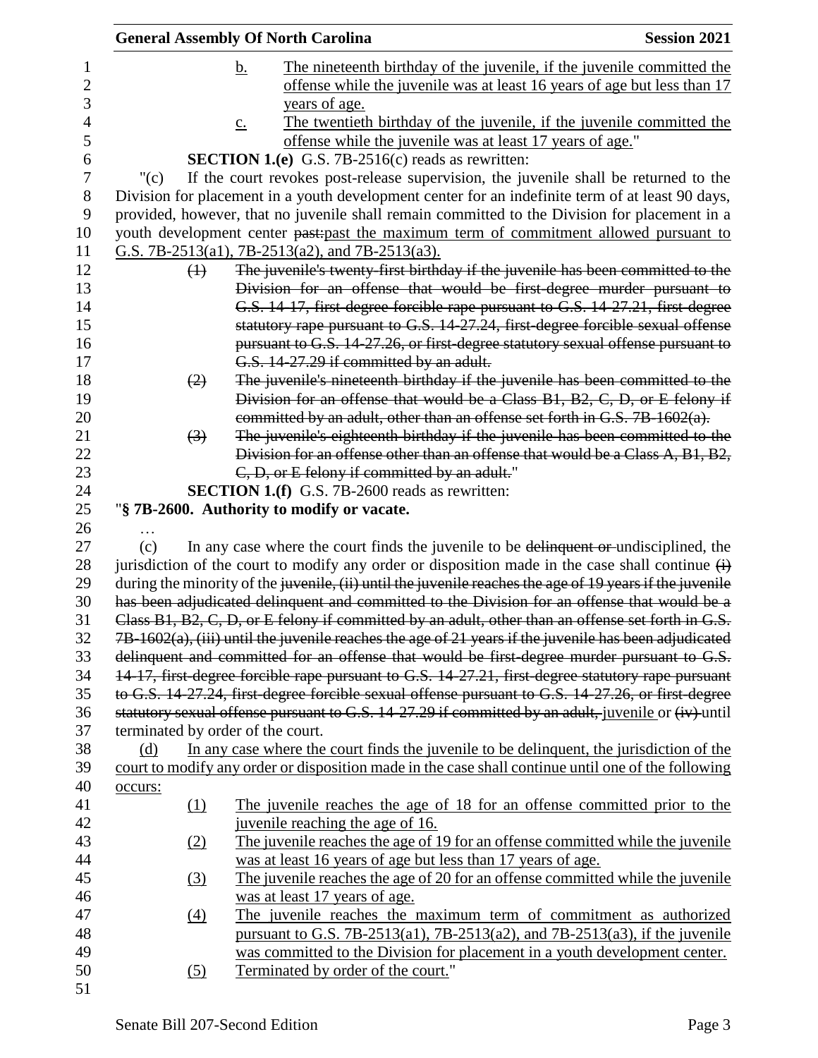b. The nineteenth birthday of the juvenile, if the juvenile committed the offense while the juvenile was at least 16 years of age but less than 17 years of age.

c. The twentieth birthday of the juvenile, if the juvenile committed the offense while the juvenile was at least 17 years of age."

**SECTION 1.(e)** G.S. 7B-2516(c) reads as rewritten:

"(c) If the court revokes post-release supervision, the juvenile shall be returned to the Division for placement in a youth development center for an indefinite term of at least 90 days, provided, however, that no juvenile shall remain committed to the Division for placement in a youth development center ~~past:~~past the maximum term of commitment allowed pursuant to G.S. 7B-2513(a1), 7B-2513(a2), and 7B-2513(a3).

~~(1) The juvenile's twenty-first birthday if the juvenile has been committed to the Division for an offense that would be first-degree murder pursuant to G.S. 14-17, first-degree forcible rape pursuant to G.S. 14-27.21, first-degree statutory rape pursuant to G.S. 14-27.24, first-degree forcible sexual offense pursuant to G.S. 14-27.26, or first-degree statutory sexual offense pursuant to G.S. 14-27.29 if committed by an adult.~~

~~(2) The juvenile's nineteenth birthday if the juvenile has been committed to the Division for an offense that would be a Class B1, B2, C, D, or E felony if committed by an adult, other than an offense set forth in G.S. 7B-1602(a).~~

~~(3) The juvenile's eighteenth birthday if the juvenile has been committed to the Division for an offense other than an offense that would be a Class A, B1, B2, C, D, or E felony if committed by an adult.~~"

**SECTION 1.(f)** G.S. 7B-2600 reads as rewritten:

"**§ 7B-2600. Authority to modify or vacate.**

…

(c) In any case where the court finds the juvenile to be ~~delinquent or~~ undisciplined, the jurisdiction of the court to modify any order or disposition made in the case shall continue ~~(i)~~ during the minority of the ~~juvenile, (ii) until the juvenile reaches the age of 19 years if the juvenile has been adjudicated delinquent and committed to the Division for an offense that would be a Class B1, B2, C, D, or E felony if committed by an adult, other than an offense set forth in G.S. 7B-1602(a), (iii) until the juvenile reaches the age of 21 years if the juvenile has been adjudicated delinquent and committed for an offense that would be first-degree murder pursuant to G.S. 14-17, first-degree forcible rape pursuant to G.S. 14-27.21, first-degree statutory rape pursuant to G.S. 14-27.24, first-degree forcible sexual offense pursuant to G.S. 14-27.26, or first-degree statutory sexual offense pursuant to G.S. 14-27.29 if committed by an adult,~~ juvenile or ~~(iv)~~ until terminated by order of the court.

(d) In any case where the court finds the juvenile to be delinquent, the jurisdiction of the court to modify any order or disposition made in the case shall continue until one of the following occurs:

(1) The juvenile reaches the age of 18 for an offense committed prior to the juvenile reaching the age of 16.

(2) The juvenile reaches the age of 19 for an offense committed while the juvenile was at least 16 years of age but less than 17 years of age.

(3) The juvenile reaches the age of 20 for an offense committed while the juvenile was at least 17 years of age.

(4) The juvenile reaches the maximum term of commitment as authorized pursuant to G.S. 7B-2513(a1), 7B-2513(a2), and 7B-2513(a3), if the juvenile was committed to the Division for placement in a youth development center.

(5) Terminated by order of the court."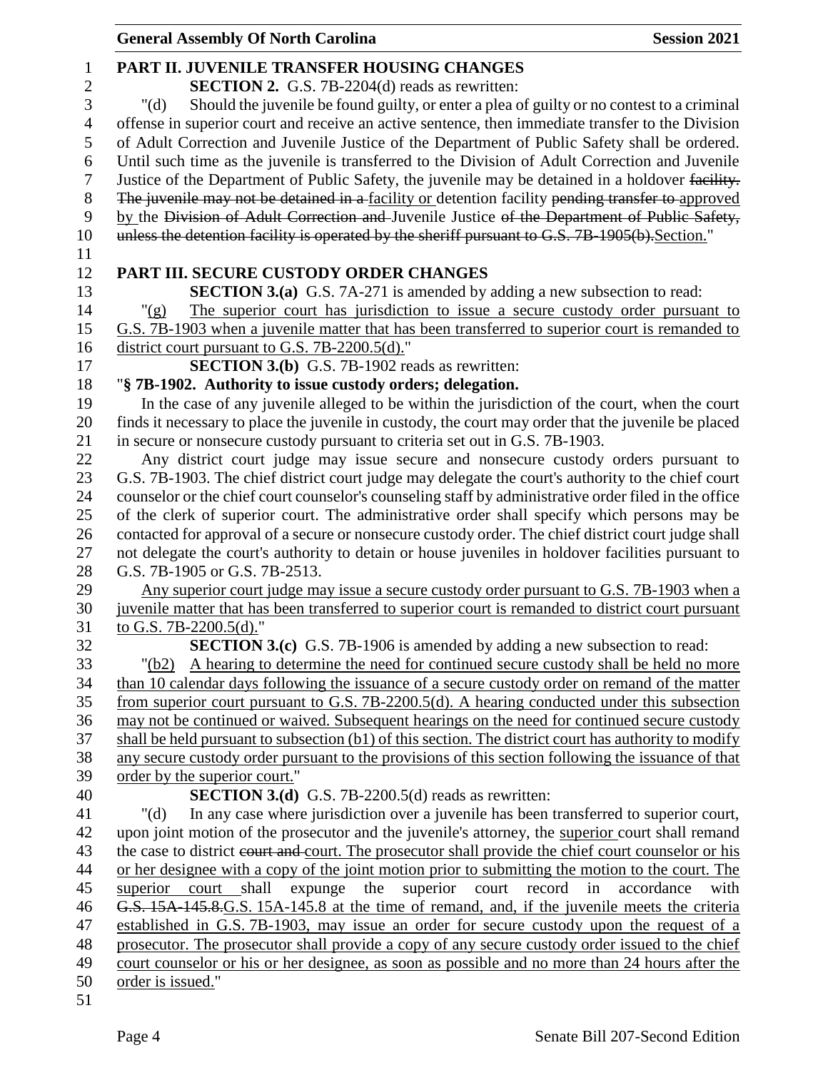## PART II. JUVENILE TRANSFER HOUSING CHANGES

**SECTION 2.** G.S. 7B-2204(d) reads as rewritten:

"(d) Should the juvenile be found guilty, or enter a plea of guilty or no contest to a criminal offense in superior court and receive an active sentence, then immediate transfer to the Division of Adult Correction and Juvenile Justice of the Department of Public Safety shall be ordered. Until such time as the juvenile is transferred to the Division of Adult Correction and Juvenile Justice of the Department of Public Safety, the juvenile may be detained in a holdover ~~facility. The juvenile may not be detained in a~~ facility or detention facility ~~pending transfer to~~ approved by the ~~Division of Adult Correction and~~ Juvenile Justice ~~of the Department of Public Safety, unless the detention facility is operated by the sheriff pursuant to G.S. 7B-1905(b).~~Section."

## PART III. SECURE CUSTODY ORDER CHANGES

**SECTION 3.(a)** G.S. 7A-271 is amended by adding a new subsection to read:

"(g) The superior court has jurisdiction to issue a secure custody order pursuant to G.S. 7B-1903 when a juvenile matter that has been transferred to superior court is remanded to district court pursuant to G.S. 7B-2200.5(d)."

**SECTION 3.(b)** G.S. 7B-1902 reads as rewritten:

"**§ 7B-1902. Authority to issue custody orders; delegation.**

In the case of any juvenile alleged to be within the jurisdiction of the court, when the court finds it necessary to place the juvenile in custody, the court may order that the juvenile be placed in secure or nonsecure custody pursuant to criteria set out in G.S. 7B-1903.

Any district court judge may issue secure and nonsecure custody orders pursuant to G.S. 7B-1903. The chief district court judge may delegate the court's authority to the chief court counselor or the chief court counselor's counseling staff by administrative order filed in the office of the clerk of superior court. The administrative order shall specify which persons may be contacted for approval of a secure or nonsecure custody order. The chief district court judge shall not delegate the court's authority to detain or house juveniles in holdover facilities pursuant to G.S. 7B-1905 or G.S. 7B-2513.

Any superior court judge may issue a secure custody order pursuant to G.S. 7B-1903 when a juvenile matter that has been transferred to superior court is remanded to district court pursuant to G.S. 7B-2200.5(d)."

**SECTION 3.(c)** G.S. 7B-1906 is amended by adding a new subsection to read:

"(b2) A hearing to determine the need for continued secure custody shall be held no more than 10 calendar days following the issuance of a secure custody order on remand of the matter from superior court pursuant to G.S. 7B-2200.5(d). A hearing conducted under this subsection may not be continued or waived. Subsequent hearings on the need for continued secure custody shall be held pursuant to subsection (b1) of this section. The district court has authority to modify any secure custody order pursuant to the provisions of this section following the issuance of that order by the superior court."

**SECTION 3.(d)** G.S. 7B-2200.5(d) reads as rewritten:

"(d) In any case where jurisdiction over a juvenile has been transferred to superior court, upon joint motion of the prosecutor and the juvenile's attorney, the superior court shall remand the case to district ~~court and~~ court. The prosecutor shall provide the chief court counselor or his or her designee with a copy of the joint motion prior to submitting the motion to the court. The superior court shall expunge the superior court record in accordance with ~~G.S. 15A-145.8.~~G.S. 15A-145.8 at the time of remand, and, if the juvenile meets the criteria established in G.S. 7B-1903, may issue an order for secure custody upon the request of a prosecutor. The prosecutor shall provide a copy of any secure custody order issued to the chief court counselor or his or her designee, as soon as possible and no more than 24 hours after the order is issued."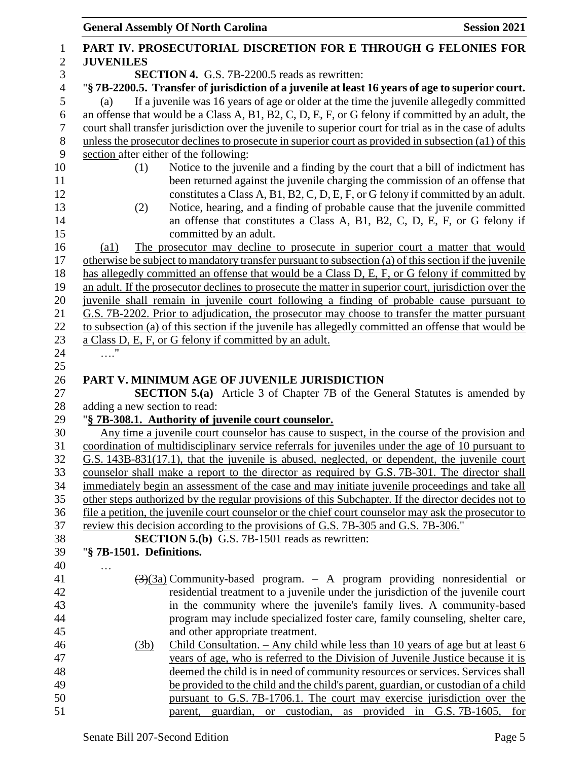**PART IV. PROSECUTORIAL DISCRETION FOR E THROUGH G FELONIES FOR JUVENILES**

**SECTION 4.** G.S. 7B-2200.5 reads as rewritten:

"**§ 7B-2200.5. Transfer of jurisdiction of a juvenile at least 16 years of age to superior court.**

(a) If a juvenile was 16 years of age or older at the time the juvenile allegedly committed an offense that would be a Class A, B1, B2, C, D, E, F, or G felony if committed by an adult, the court shall transfer jurisdiction over the juvenile to superior court for trial as in the case of adults unless the prosecutor declines to prosecute in superior court as provided in subsection (a1) of this section after either of the following:

(1) Notice to the juvenile and a finding by the court that a bill of indictment has been returned against the juvenile charging the commission of an offense that constitutes a Class A, B1, B2, C, D, E, F, or G felony if committed by an adult.

(2) Notice, hearing, and a finding of probable cause that the juvenile committed an offense that constitutes a Class A, B1, B2, C, D, E, F, or G felony if committed by an adult.

(a1) The prosecutor may decline to prosecute in superior court a matter that would otherwise be subject to mandatory transfer pursuant to subsection (a) of this section if the juvenile has allegedly committed an offense that would be a Class D, E, F, or G felony if committed by an adult. If the prosecutor declines to prosecute the matter in superior court, jurisdiction over the juvenile shall remain in juvenile court following a finding of probable cause pursuant to G.S. 7B-2202. Prior to adjudication, the prosecutor may choose to transfer the matter pursuant to subsection (a) of this section if the juvenile has allegedly committed an offense that would be a Class D, E, F, or G felony if committed by an adult.

…."

**PART V. MINIMUM AGE OF JUVENILE JURISDICTION**

**SECTION 5.(a)** Article 3 of Chapter 7B of the General Statutes is amended by adding a new section to read:

"**§ 7B-308.1. Authority of juvenile court counselor.**

Any time a juvenile court counselor has cause to suspect, in the course of the provision and coordination of multidisciplinary service referrals for juveniles under the age of 10 pursuant to G.S. 143B-831(17.1), that the juvenile is abused, neglected, or dependent, the juvenile court counselor shall make a report to the director as required by G.S. 7B-301. The director shall immediately begin an assessment of the case and may initiate juvenile proceedings and take all other steps authorized by the regular provisions of this Subchapter. If the director decides not to file a petition, the juvenile court counselor or the chief court counselor may ask the prosecutor to review this decision according to the provisions of G.S. 7B-305 and G.S. 7B-306."

**SECTION 5.(b)** G.S. 7B-1501 reads as rewritten:

"**§ 7B-1501. Definitions.**

…

~~(3)~~(3a) Community-based program. – A program providing nonresidential or residential treatment to a juvenile under the jurisdiction of the juvenile court in the community where the juvenile's family lives. A community-based program may include specialized foster care, family counseling, shelter care, and other appropriate treatment.

(3b) Child Consultation. – Any child while less than 10 years of age but at least 6 years of age, who is referred to the Division of Juvenile Justice because it is deemed the child is in need of community resources or services. Services shall be provided to the child and the child's parent, guardian, or custodian of a child pursuant to G.S. 7B-1706.1. The court may exercise jurisdiction over the parent, guardian, or custodian, as provided in G.S. 7B-1605, for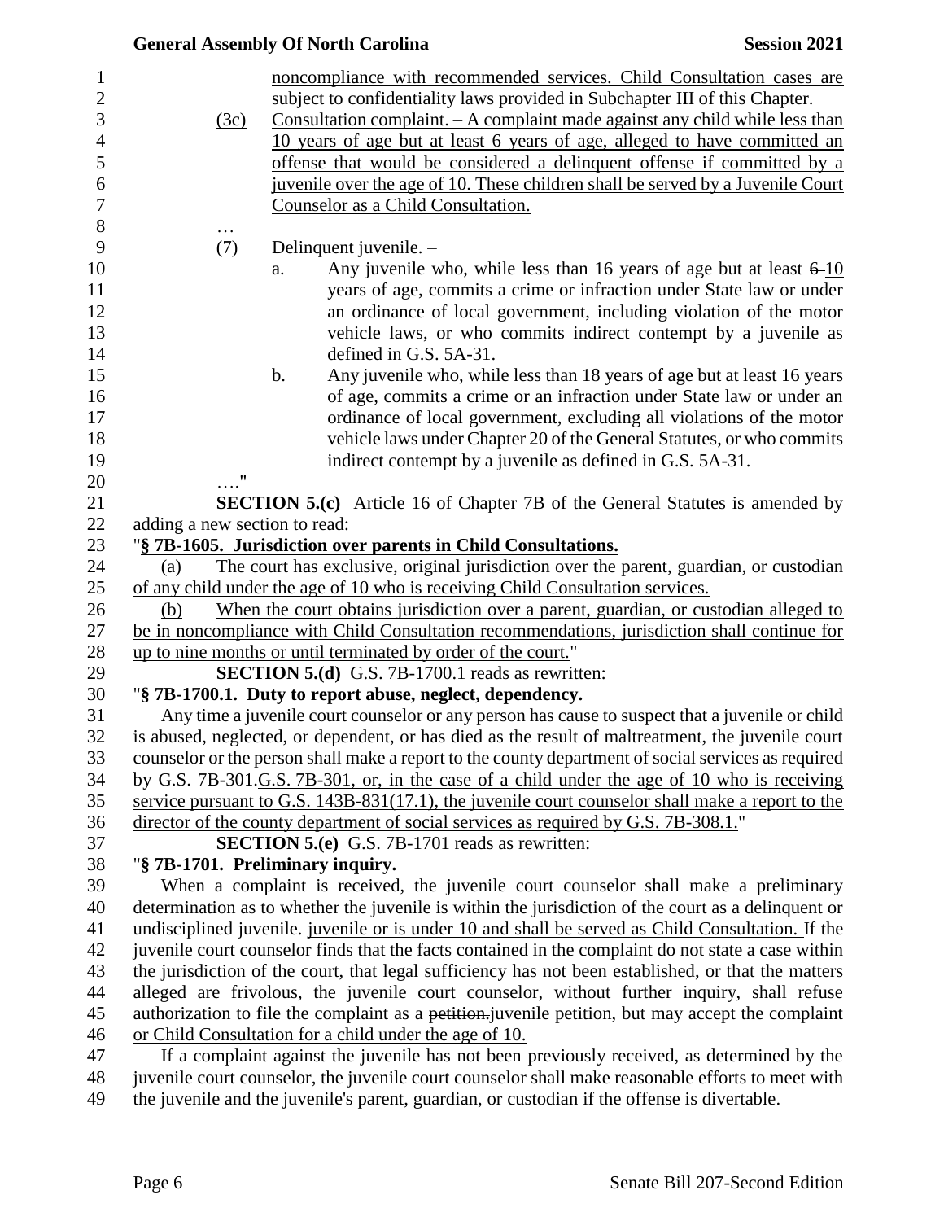noncompliance with recommended services. Child Consultation cases are subject to confidentiality laws provided in Subchapter III of this Chapter.

(3c) Consultation complaint. – A complaint made against any child while less than 10 years of age but at least 6 years of age, alleged to have committed an offense that would be considered a delinquent offense if committed by a juvenile over the age of 10. These children shall be served by a Juvenile Court Counselor as a Child Consultation.

…

(7) Delinquent juvenile. –

a. Any juvenile who, while less than 16 years of age but at least ~~6~~ 10 years of age, commits a crime or infraction under State law or under an ordinance of local government, including violation of the motor vehicle laws, or who commits indirect contempt by a juvenile as defined in G.S. 5A-31.

b. Any juvenile who, while less than 18 years of age but at least 16 years of age, commits a crime or an infraction under State law or under an ordinance of local government, excluding all violations of the motor vehicle laws under Chapter 20 of the General Statutes, or who commits indirect contempt by a juvenile as defined in G.S. 5A-31.

…."

**SECTION 5.(c)** Article 16 of Chapter 7B of the General Statutes is amended by adding a new section to read:

"**§ 7B-1605. Jurisdiction over parents in Child Consultations.**

(a) The court has exclusive, original jurisdiction over the parent, guardian, or custodian of any child under the age of 10 who is receiving Child Consultation services.

(b) When the court obtains jurisdiction over a parent, guardian, or custodian alleged to be in noncompliance with Child Consultation recommendations, jurisdiction shall continue for up to nine months or until terminated by order of the court."

**SECTION 5.(d)** G.S. 7B-1700.1 reads as rewritten:

"**§ 7B-1700.1. Duty to report abuse, neglect, dependency.**

Any time a juvenile court counselor or any person has cause to suspect that a juvenile or child is abused, neglected, or dependent, or has died as the result of maltreatment, the juvenile court counselor or the person shall make a report to the county department of social services as required by ~~G.S. 7B-301.~~G.S. 7B-301, or, in the case of a child under the age of 10 who is receiving service pursuant to G.S. 143B-831(17.1), the juvenile court counselor shall make a report to the director of the county department of social services as required by G.S. 7B-308.1."

**SECTION 5.(e)** G.S. 7B-1701 reads as rewritten:

"**§ 7B-1701. Preliminary inquiry.**

When a complaint is received, the juvenile court counselor shall make a preliminary determination as to whether the juvenile is within the jurisdiction of the court as a delinquent or undisciplined ~~juvenile.~~ juvenile or is under 10 and shall be served as Child Consultation. If the juvenile court counselor finds that the facts contained in the complaint do not state a case within the jurisdiction of the court, that legal sufficiency has not been established, or that the matters alleged are frivolous, the juvenile court counselor, without further inquiry, shall refuse authorization to file the complaint as a ~~petition.~~juvenile petition, but may accept the complaint or Child Consultation for a child under the age of 10.

If a complaint against the juvenile has not been previously received, as determined by the juvenile court counselor, the juvenile court counselor shall make reasonable efforts to meet with the juvenile and the juvenile's parent, guardian, or custodian if the offense is divertable.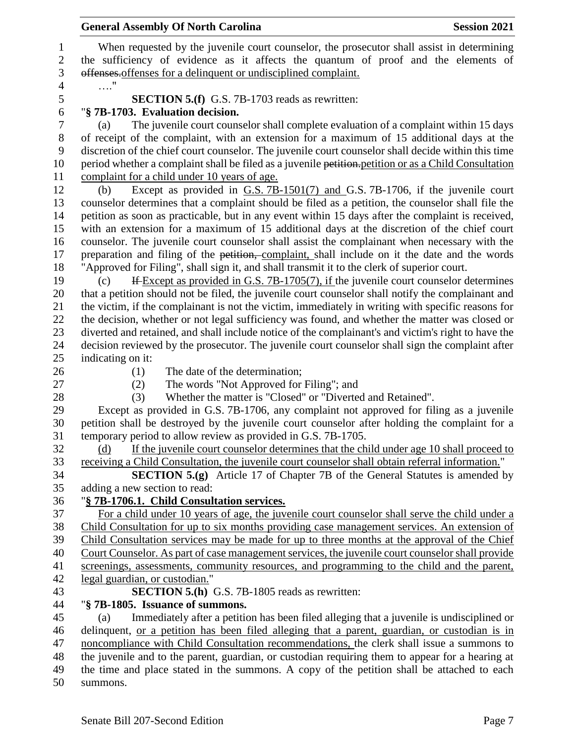When requested by the juvenile court counselor, the prosecutor shall assist in determining the sufficiency of evidence as it affects the quantum of proof and the elements of ~~offenses.~~offenses for a delinquent or undisciplined complaint.

…."

**SECTION 5.(f)** G.S. 7B-1703 reads as rewritten:

"**§ 7B-1703. Evaluation decision.**

(a) The juvenile court counselor shall complete evaluation of a complaint within 15 days of receipt of the complaint, with an extension for a maximum of 15 additional days at the discretion of the chief court counselor. The juvenile court counselor shall decide within this time period whether a complaint shall be filed as a juvenile ~~petition.~~petition or as a Child Consultation complaint for a child under 10 years of age.

(b) Except as provided in G.S. 7B-1501(7) and G.S. 7B-1706, if the juvenile court counselor determines that a complaint should be filed as a petition, the counselor shall file the petition as soon as practicable, but in any event within 15 days after the complaint is received, with an extension for a maximum of 15 additional days at the discretion of the chief court counselor. The juvenile court counselor shall assist the complainant when necessary with the preparation and filing of the ~~petition,~~ complaint, shall include on it the date and the words "Approved for Filing", shall sign it, and shall transmit it to the clerk of superior court.

(c) ~~If~~ Except as provided in G.S. 7B-1705(7), if the juvenile court counselor determines that a petition should not be filed, the juvenile court counselor shall notify the complainant and the victim, if the complainant is not the victim, immediately in writing with specific reasons for the decision, whether or not legal sufficiency was found, and whether the matter was closed or diverted and retained, and shall include notice of the complainant's and victim's right to have the decision reviewed by the prosecutor. The juvenile court counselor shall sign the complaint after indicating on it:

(1) The date of the determination;
(2) The words "Not Approved for Filing"; and
(3) Whether the matter is "Closed" or "Diverted and Retained".

Except as provided in G.S. 7B-1706, any complaint not approved for filing as a juvenile petition shall be destroyed by the juvenile court counselor after holding the complaint for a temporary period to allow review as provided in G.S. 7B-1705.

(d) If the juvenile court counselor determines that the child under age 10 shall proceed to receiving a Child Consultation, the juvenile court counselor shall obtain referral information."

**SECTION 5.(g)** Article 17 of Chapter 7B of the General Statutes is amended by adding a new section to read:

"**§ 7B-1706.1. Child Consultation services.**

For a child under 10 years of age, the juvenile court counselor shall serve the child under a Child Consultation for up to six months providing case management services. An extension of Child Consultation services may be made for up to three months at the approval of the Chief Court Counselor. As part of case management services, the juvenile court counselor shall provide screenings, assessments, community resources, and programming to the child and the parent, legal guardian, or custodian."

**SECTION 5.(h)** G.S. 7B-1805 reads as rewritten:

"**§ 7B-1805. Issuance of summons.**

(a) Immediately after a petition has been filed alleging that a juvenile is undisciplined or delinquent, or a petition has been filed alleging that a parent, guardian, or custodian is in noncompliance with Child Consultation recommendations, the clerk shall issue a summons to the juvenile and to the parent, guardian, or custodian requiring them to appear for a hearing at the time and place stated in the summons. A copy of the petition shall be attached to each summons.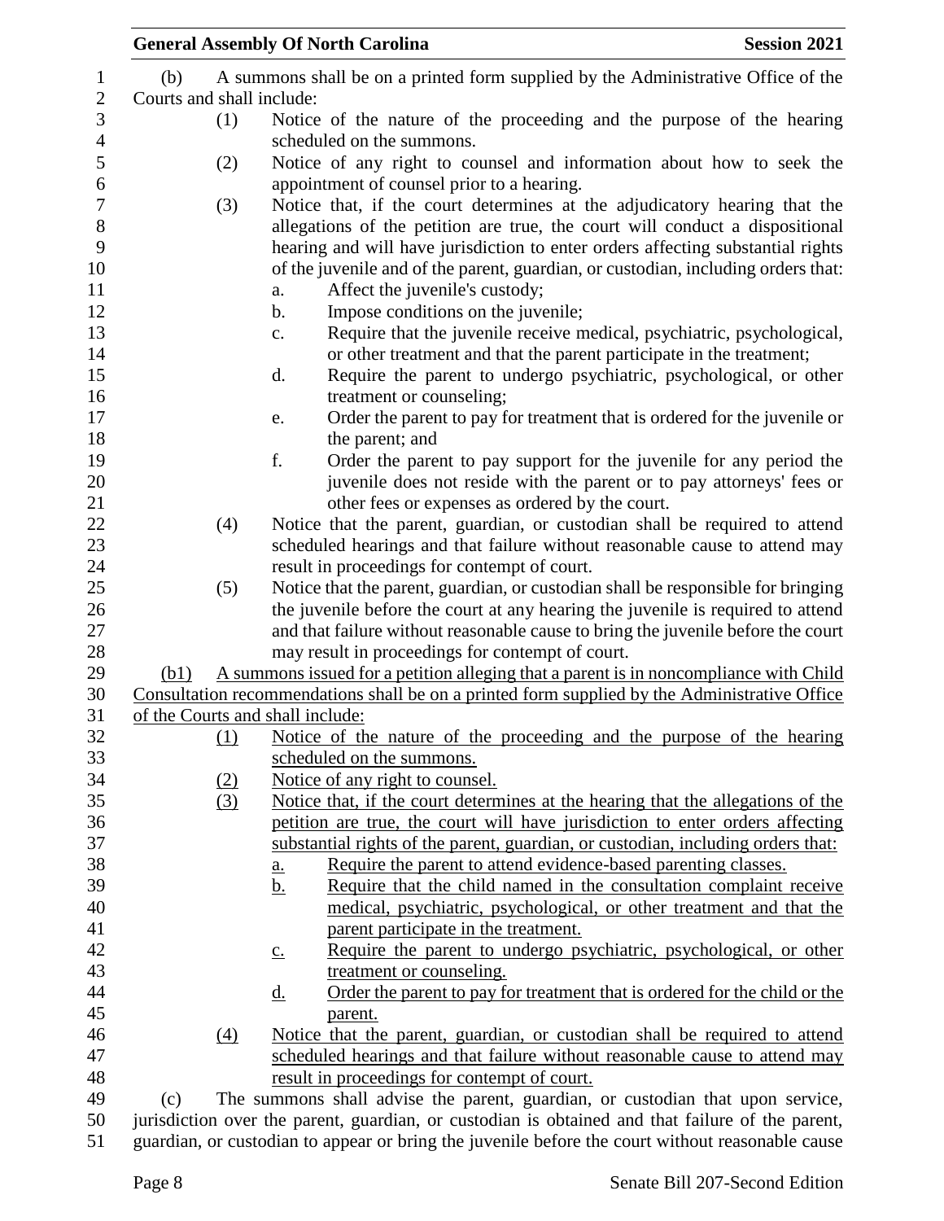(b) A summons shall be on a printed form supplied by the Administrative Office of the Courts and shall include:

(1) Notice of the nature of the proceeding and the purpose of the hearing scheduled on the summons.

(2) Notice of any right to counsel and information about how to seek the appointment of counsel prior to a hearing.

(3) Notice that, if the court determines at the adjudicatory hearing that the allegations of the petition are true, the court will conduct a dispositional hearing and will have jurisdiction to enter orders affecting substantial rights of the juvenile and of the parent, guardian, or custodian, including orders that:

a. Affect the juvenile's custody;

b. Impose conditions on the juvenile;

c. Require that the juvenile receive medical, psychiatric, psychological, or other treatment and that the parent participate in the treatment;

d. Require the parent to undergo psychiatric, psychological, or other treatment or counseling;

e. Order the parent to pay for treatment that is ordered for the juvenile or the parent; and

f. Order the parent to pay support for the juvenile for any period the juvenile does not reside with the parent or to pay attorneys' fees or other fees or expenses as ordered by the court.

(4) Notice that the parent, guardian, or custodian shall be required to attend scheduled hearings and that failure without reasonable cause to attend may result in proceedings for contempt of court.

(5) Notice that the parent, guardian, or custodian shall be responsible for bringing the juvenile before the court at any hearing the juvenile is required to attend and that failure without reasonable cause to bring the juvenile before the court may result in proceedings for contempt of court.

(b1) A summons issued for a petition alleging that a parent is in noncompliance with Child Consultation recommendations shall be on a printed form supplied by the Administrative Office of the Courts and shall include:

(1) Notice of the nature of the proceeding and the purpose of the hearing scheduled on the summons.

(2) Notice of any right to counsel.

(3) Notice that, if the court determines at the hearing that the allegations of the petition are true, the court will have jurisdiction to enter orders affecting substantial rights of the parent, guardian, or custodian, including orders that:

a. Require the parent to attend evidence-based parenting classes.

b. Require that the child named in the consultation complaint receive medical, psychiatric, psychological, or other treatment and that the parent participate in the treatment.

c. Require the parent to undergo psychiatric, psychological, or other treatment or counseling.

d. Order the parent to pay for treatment that is ordered for the child or the parent.

(4) Notice that the parent, guardian, or custodian shall be required to attend scheduled hearings and that failure without reasonable cause to attend may result in proceedings for contempt of court.

(c) The summons shall advise the parent, guardian, or custodian that upon service, jurisdiction over the parent, guardian, or custodian is obtained and that failure of the parent, guardian, or custodian to appear or bring the juvenile before the court without reasonable cause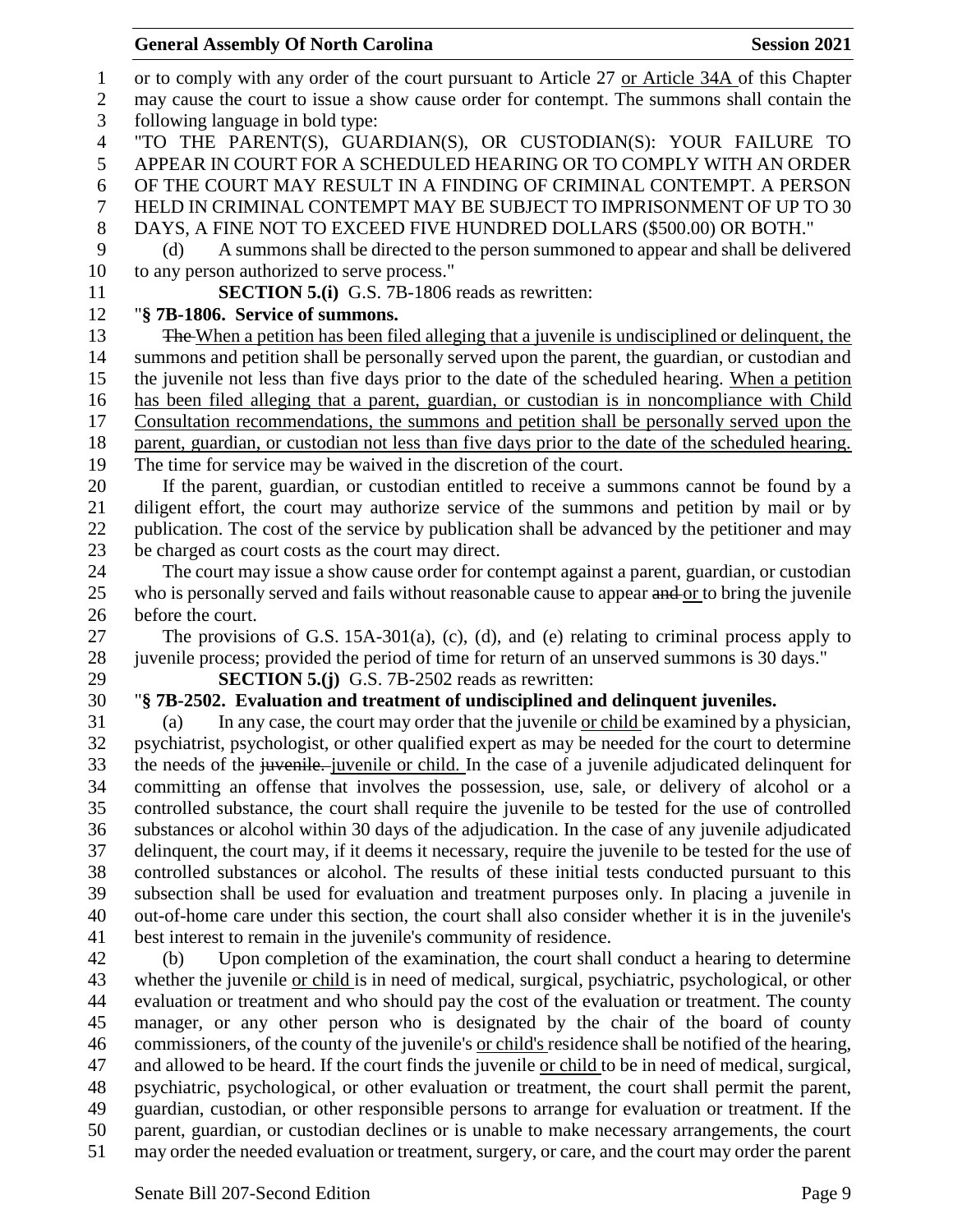or to comply with any order of the court pursuant to Article 27 or Article 34A of this Chapter may cause the court to issue a show cause order for contempt. The summons shall contain the following language in bold type:

**"TO THE PARENT(S), GUARDIAN(S), OR CUSTODIAN(S): YOUR FAILURE TO APPEAR IN COURT FOR A SCHEDULED HEARING OR TO COMPLY WITH AN ORDER OF THE COURT MAY RESULT IN A FINDING OF CRIMINAL CONTEMPT. A PERSON HELD IN CRIMINAL CONTEMPT MAY BE SUBJECT TO IMPRISONMENT OF UP TO 30 DAYS, A FINE NOT TO EXCEED FIVE HUNDRED DOLLARS ($500.00) OR BOTH."**

(d) A summons shall be directed to the person summoned to appear and shall be delivered to any person authorized to serve process."

**SECTION 5.(i)** G.S. 7B-1806 reads as rewritten:

"**§ 7B-1806. Service of summons.**

The When a petition has been filed alleging that a juvenile is undisciplined or delinquent, the summons and petition shall be personally served upon the parent, the guardian, or custodian and the juvenile not less than five days prior to the date of the scheduled hearing. When a petition has been filed alleging that a parent, guardian, or custodian is in noncompliance with Child Consultation recommendations, the summons and petition shall be personally served upon the parent, guardian, or custodian not less than five days prior to the date of the scheduled hearing. The time for service may be waived in the discretion of the court.

If the parent, guardian, or custodian entitled to receive a summons cannot be found by a diligent effort, the court may authorize service of the summons and petition by mail or by publication. The cost of the service by publication shall be advanced by the petitioner and may be charged as court costs as the court may direct.

The court may issue a show cause order for contempt against a parent, guardian, or custodian who is personally served and fails without reasonable cause to appear and or to bring the juvenile before the court.

The provisions of G.S. 15A-301(a), (c), (d), and (e) relating to criminal process apply to juvenile process; provided the period of time for return of an unserved summons is 30 days."

**SECTION 5.(j)** G.S. 7B-2502 reads as rewritten:

"**§ 7B-2502. Evaluation and treatment of undisciplined and delinquent juveniles.**

(a) In any case, the court may order that the juvenile or child be examined by a physician, psychiatrist, psychologist, or other qualified expert as may be needed for the court to determine the needs of the juvenile. juvenile or child. In the case of a juvenile adjudicated delinquent for committing an offense that involves the possession, use, sale, or delivery of alcohol or a controlled substance, the court shall require the juvenile to be tested for the use of controlled substances or alcohol within 30 days of the adjudication. In the case of any juvenile adjudicated delinquent, the court may, if it deems it necessary, require the juvenile to be tested for the use of controlled substances or alcohol. The results of these initial tests conducted pursuant to this subsection shall be used for evaluation and treatment purposes only. In placing a juvenile in out-of-home care under this section, the court shall also consider whether it is in the juvenile's best interest to remain in the juvenile's community of residence.

(b) Upon completion of the examination, the court shall conduct a hearing to determine whether the juvenile or child is in need of medical, surgical, psychiatric, psychological, or other evaluation or treatment and who should pay the cost of the evaluation or treatment. The county manager, or any other person who is designated by the chair of the board of county commissioners, of the county of the juvenile's or child's residence shall be notified of the hearing, and allowed to be heard. If the court finds the juvenile or child to be in need of medical, surgical, psychiatric, psychological, or other evaluation or treatment, the court shall permit the parent, guardian, custodian, or other responsible persons to arrange for evaluation or treatment. If the parent, guardian, or custodian declines or is unable to make necessary arrangements, the court may order the needed evaluation or treatment, surgery, or care, and the court may order the parent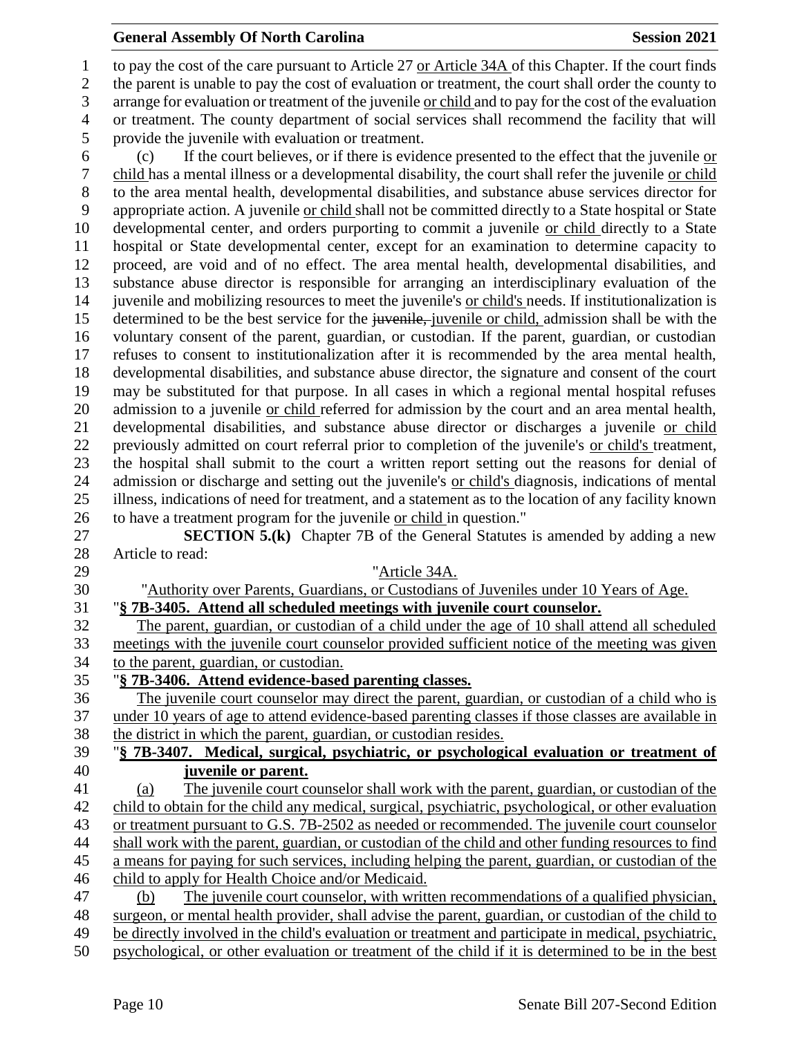to pay the cost of the care pursuant to Article 27 or Article 34A of this Chapter. If the court finds the parent is unable to pay the cost of evaluation or treatment, the court shall order the county to arrange for evaluation or treatment of the juvenile or child and to pay for the cost of the evaluation or treatment. The county department of social services shall recommend the facility that will provide the juvenile with evaluation or treatment.

(c) If the court believes, or if there is evidence presented to the effect that the juvenile or child has a mental illness or a developmental disability, the court shall refer the juvenile or child to the area mental health, developmental disabilities, and substance abuse services director for appropriate action. A juvenile or child shall not be committed directly to a State hospital or State developmental center, and orders purporting to commit a juvenile or child directly to a State hospital or State developmental center, except for an examination to determine capacity to proceed, are void and of no effect. The area mental health, developmental disabilities, and substance abuse director is responsible for arranging an interdisciplinary evaluation of the juvenile and mobilizing resources to meet the juvenile's or child's needs. If institutionalization is determined to be the best service for the ~~juvenile,~~ juvenile or child, admission shall be with the voluntary consent of the parent, guardian, or custodian. If the parent, guardian, or custodian refuses to consent to institutionalization after it is recommended by the area mental health, developmental disabilities, and substance abuse director, the signature and consent of the court may be substituted for that purpose. In all cases in which a regional mental hospital refuses admission to a juvenile or child referred for admission by the court and an area mental health, developmental disabilities, and substance abuse director or discharges a juvenile or child previously admitted on court referral prior to completion of the juvenile's or child's treatment, the hospital shall submit to the court a written report setting out the reasons for denial of admission or discharge and setting out the juvenile's or child's diagnosis, indications of mental illness, indications of need for treatment, and a statement as to the location of any facility known to have a treatment program for the juvenile or child in question."

**SECTION 5.(k)** Chapter 7B of the General Statutes is amended by adding a new Article to read:

"Article 34A.

"Authority over Parents, Guardians, or Custodians of Juveniles under 10 Years of Age.

"**§ 7B-3405. Attend all scheduled meetings with juvenile court counselor.**

The parent, guardian, or custodian of a child under the age of 10 shall attend all scheduled meetings with the juvenile court counselor provided sufficient notice of the meeting was given to the parent, guardian, or custodian.

"**§ 7B-3406. Attend evidence-based parenting classes.**

The juvenile court counselor may direct the parent, guardian, or custodian of a child who is under 10 years of age to attend evidence-based parenting classes if those classes are available in the district in which the parent, guardian, or custodian resides.

"**§ 7B-3407. Medical, surgical, psychiatric, or psychological evaluation or treatment of juvenile or parent.**

(a) The juvenile court counselor shall work with the parent, guardian, or custodian of the child to obtain for the child any medical, surgical, psychiatric, psychological, or other evaluation or treatment pursuant to G.S. 7B-2502 as needed or recommended. The juvenile court counselor shall work with the parent, guardian, or custodian of the child and other funding resources to find a means for paying for such services, including helping the parent, guardian, or custodian of the child to apply for Health Choice and/or Medicaid.

(b) The juvenile court counselor, with written recommendations of a qualified physician, surgeon, or mental health provider, shall advise the parent, guardian, or custodian of the child to be directly involved in the child's evaluation or treatment and participate in medical, psychiatric, psychological, or other evaluation or treatment of the child if it is determined to be in the best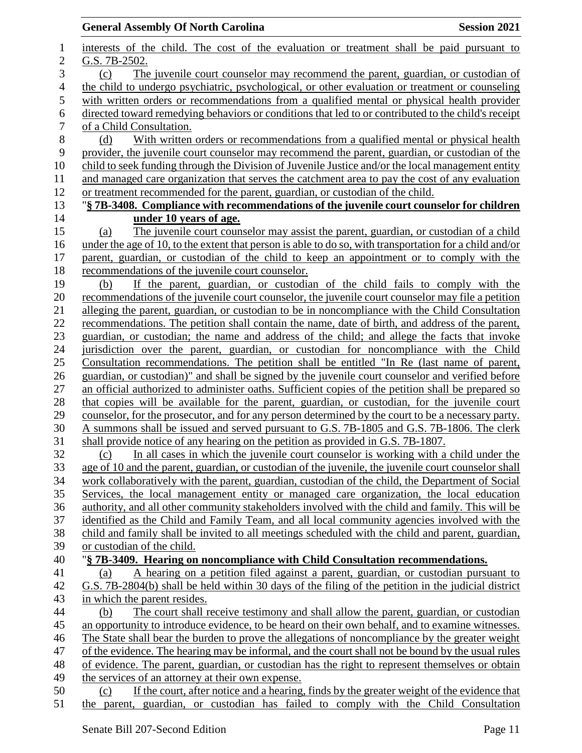interests of the child. The cost of the evaluation or treatment shall be paid pursuant to G.S. 7B-2502.

(c) The juvenile court counselor may recommend the parent, guardian, or custodian of the child to undergo psychiatric, psychological, or other evaluation or treatment or counseling with written orders or recommendations from a qualified mental or physical health provider directed toward remedying behaviors or conditions that led to or contributed to the child's receipt of a Child Consultation.

(d) With written orders or recommendations from a qualified mental or physical health provider, the juvenile court counselor may recommend the parent, guardian, or custodian of the child to seek funding through the Division of Juvenile Justice and/or the local management entity and managed care organization that serves the catchment area to pay the cost of any evaluation or treatment recommended for the parent, guardian, or custodian of the child.

"**§ 7B-3408. Compliance with recommendations of the juvenile court counselor for children under 10 years of age.**

(a) The juvenile court counselor may assist the parent, guardian, or custodian of a child under the age of 10, to the extent that person is able to do so, with transportation for a child and/or parent, guardian, or custodian of the child to keep an appointment or to comply with the recommendations of the juvenile court counselor.

(b) If the parent, guardian, or custodian of the child fails to comply with the recommendations of the juvenile court counselor, the juvenile court counselor may file a petition alleging the parent, guardian, or custodian to be in noncompliance with the Child Consultation recommendations. The petition shall contain the name, date of birth, and address of the parent, guardian, or custodian; the name and address of the child; and allege the facts that invoke jurisdiction over the parent, guardian, or custodian for noncompliance with the Child Consultation recommendations. The petition shall be entitled "In Re (last name of parent, guardian, or custodian)" and shall be signed by the juvenile court counselor and verified before an official authorized to administer oaths. Sufficient copies of the petition shall be prepared so that copies will be available for the parent, guardian, or custodian, for the juvenile court counselor, for the prosecutor, and for any person determined by the court to be a necessary party. A summons shall be issued and served pursuant to G.S. 7B-1805 and G.S. 7B-1806. The clerk shall provide notice of any hearing on the petition as provided in G.S. 7B-1807.

(c) In all cases in which the juvenile court counselor is working with a child under the age of 10 and the parent, guardian, or custodian of the juvenile, the juvenile court counselor shall work collaboratively with the parent, guardian, custodian of the child, the Department of Social Services, the local management entity or managed care organization, the local education authority, and all other community stakeholders involved with the child and family. This will be identified as the Child and Family Team, and all local community agencies involved with the child and family shall be invited to all meetings scheduled with the child and parent, guardian, or custodian of the child.

"**§ 7B-3409. Hearing on noncompliance with Child Consultation recommendations.**

(a) A hearing on a petition filed against a parent, guardian, or custodian pursuant to G.S. 7B-2804(b) shall be held within 30 days of the filing of the petition in the judicial district in which the parent resides.

(b) The court shall receive testimony and shall allow the parent, guardian, or custodian an opportunity to introduce evidence, to be heard on their own behalf, and to examine witnesses. The State shall bear the burden to prove the allegations of noncompliance by the greater weight of the evidence. The hearing may be informal, and the court shall not be bound by the usual rules of evidence. The parent, guardian, or custodian has the right to represent themselves or obtain the services of an attorney at their own expense.

(c) If the court, after notice and a hearing, finds by the greater weight of the evidence that the parent, guardian, or custodian has failed to comply with the Child Consultation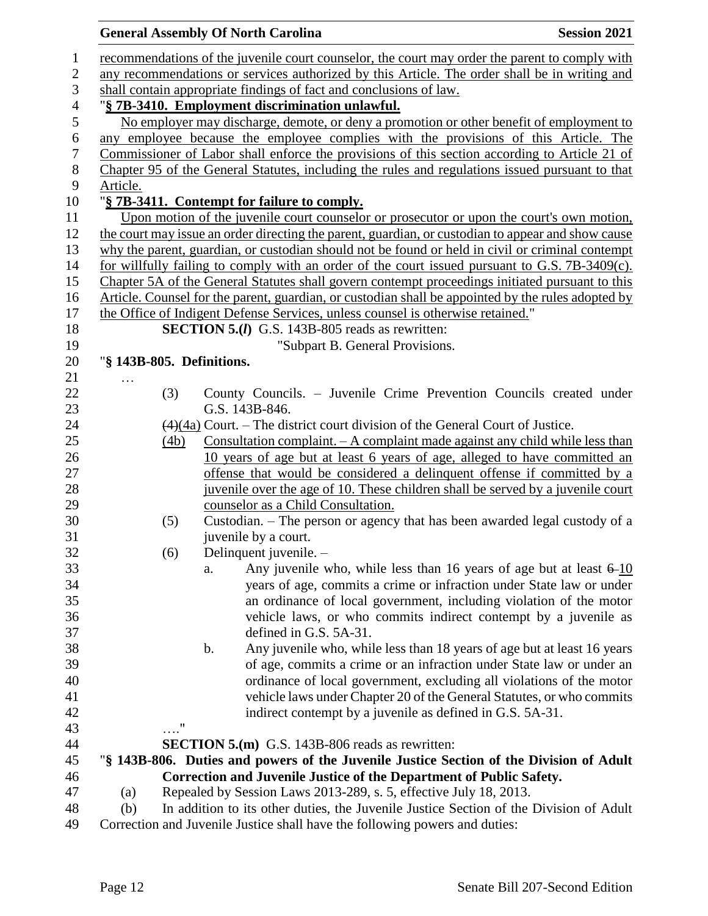recommendations of the juvenile court counselor, the court may order the parent to comply with any recommendations or services authorized by this Article. The order shall be in writing and shall contain appropriate findings of fact and conclusions of law.

"**§ 7B-3410. Employment discrimination unlawful.**

No employer may discharge, demote, or deny a promotion or other benefit of employment to any employee because the employee complies with the provisions of this Article. The Commissioner of Labor shall enforce the provisions of this section according to Article 21 of Chapter 95 of the General Statutes, including the rules and regulations issued pursuant to that Article.

"**§ 7B-3411. Contempt for failure to comply.**

Upon motion of the juvenile court counselor or prosecutor or upon the court's own motion, the court may issue an order directing the parent, guardian, or custodian to appear and show cause why the parent, guardian, or custodian should not be found or held in civil or criminal contempt for willfully failing to comply with an order of the court issued pursuant to G.S. 7B-3409(c). Chapter 5A of the General Statutes shall govern contempt proceedings initiated pursuant to this Article. Counsel for the parent, guardian, or custodian shall be appointed by the rules adopted by the Office of Indigent Defense Services, unless counsel is otherwise retained."

**SECTION 5.(*l*)** G.S. 143B-805 reads as rewritten:

"Subpart B. General Provisions.

"**§ 143B-805. Definitions.**

…

(3) County Councils. – Juvenile Crime Prevention Councils created under G.S. 143B-846.

~~(4)~~(4a) Court. – The district court division of the General Court of Justice.

(4b) Consultation complaint. – A complaint made against any child while less than 10 years of age but at least 6 years of age, alleged to have committed an offense that would be considered a delinquent offense if committed by a juvenile over the age of 10. These children shall be served by a juvenile court counselor as a Child Consultation.

(5) Custodian. – The person or agency that has been awarded legal custody of a juvenile by a court.

(6) Delinquent juvenile. –

a. Any juvenile who, while less than 16 years of age but at least ~~6~~ 10 years of age, commits a crime or infraction under State law or under an ordinance of local government, including violation of the motor vehicle laws, or who commits indirect contempt by a juvenile as defined in G.S. 5A-31.

b. Any juvenile who, while less than 18 years of age but at least 16 years of age, commits a crime or an infraction under State law or under an ordinance of local government, excluding all violations of the motor vehicle laws under Chapter 20 of the General Statutes, or who commits indirect contempt by a juvenile as defined in G.S. 5A-31.

…."

**SECTION 5.(m)** G.S. 143B-806 reads as rewritten:

"**§ 143B-806. Duties and powers of the Juvenile Justice Section of the Division of Adult Correction and Juvenile Justice of the Department of Public Safety.**

(a) Repealed by Session Laws 2013-289, s. 5, effective July 18, 2013.

(b) In addition to its other duties, the Juvenile Justice Section of the Division of Adult Correction and Juvenile Justice shall have the following powers and duties: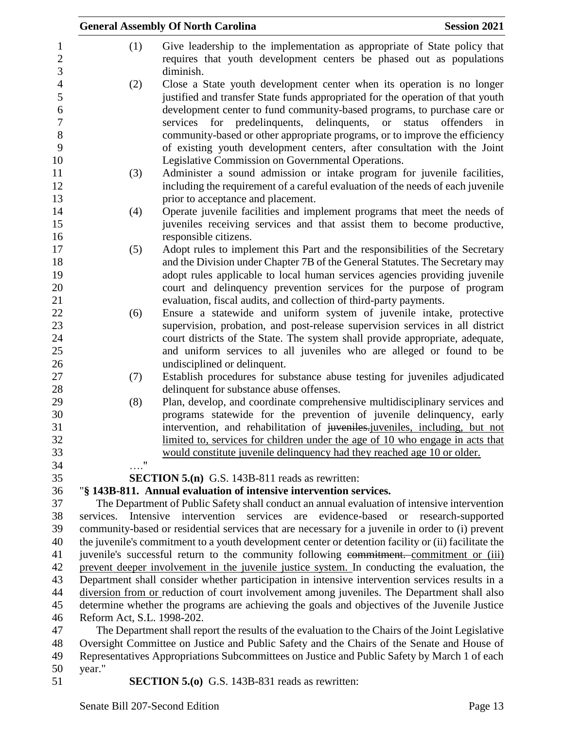(1) Give leadership to the implementation as appropriate of State policy that requires that youth development centers be phased out as populations diminish.

(2) Close a State youth development center when its operation is no longer justified and transfer State funds appropriated for the operation of that youth development center to fund community-based programs, to purchase care or services for predelinquents, delinquents, or status offenders in community-based or other appropriate programs, or to improve the efficiency of existing youth development centers, after consultation with the Joint Legislative Commission on Governmental Operations.

(3) Administer a sound admission or intake program for juvenile facilities, including the requirement of a careful evaluation of the needs of each juvenile prior to acceptance and placement.

(4) Operate juvenile facilities and implement programs that meet the needs of juveniles receiving services and that assist them to become productive, responsible citizens.

(5) Adopt rules to implement this Part and the responsibilities of the Secretary and the Division under Chapter 7B of the General Statutes. The Secretary may adopt rules applicable to local human services agencies providing juvenile court and delinquency prevention services for the purpose of program evaluation, fiscal audits, and collection of third-party payments.

(6) Ensure a statewide and uniform system of juvenile intake, protective supervision, probation, and post-release supervision services in all district court districts of the State. The system shall provide appropriate, adequate, and uniform services to all juveniles who are alleged or found to be undisciplined or delinquent.

(7) Establish procedures for substance abuse testing for juveniles adjudicated delinquent for substance abuse offenses.

(8) Plan, develop, and coordinate comprehensive multidisciplinary services and programs statewide for the prevention of juvenile delinquency, early intervention, and rehabilitation of ~~juveniles.~~juveniles, including, but not limited to, services for children under the age of 10 who engage in acts that would constitute juvenile delinquency had they reached age 10 or older.

…."

**SECTION 5.(n)** G.S. 143B-811 reads as rewritten:

"**§ 143B-811. Annual evaluation of intensive intervention services.**

The Department of Public Safety shall conduct an annual evaluation of intensive intervention services. Intensive intervention services are evidence-based or research-supported community-based or residential services that are necessary for a juvenile in order to (i) prevent the juvenile's commitment to a youth development center or detention facility or (ii) facilitate the juvenile's successful return to the community following ~~commitment.~~ commitment or (iii) prevent deeper involvement in the juvenile justice system. In conducting the evaluation, the Department shall consider whether participation in intensive intervention services results in a diversion from or reduction of court involvement among juveniles. The Department shall also determine whether the programs are achieving the goals and objectives of the Juvenile Justice Reform Act, S.L. 1998-202.

The Department shall report the results of the evaluation to the Chairs of the Joint Legislative Oversight Committee on Justice and Public Safety and the Chairs of the Senate and House of Representatives Appropriations Subcommittees on Justice and Public Safety by March 1 of each year."

**SECTION 5.(o)** G.S. 143B-831 reads as rewritten: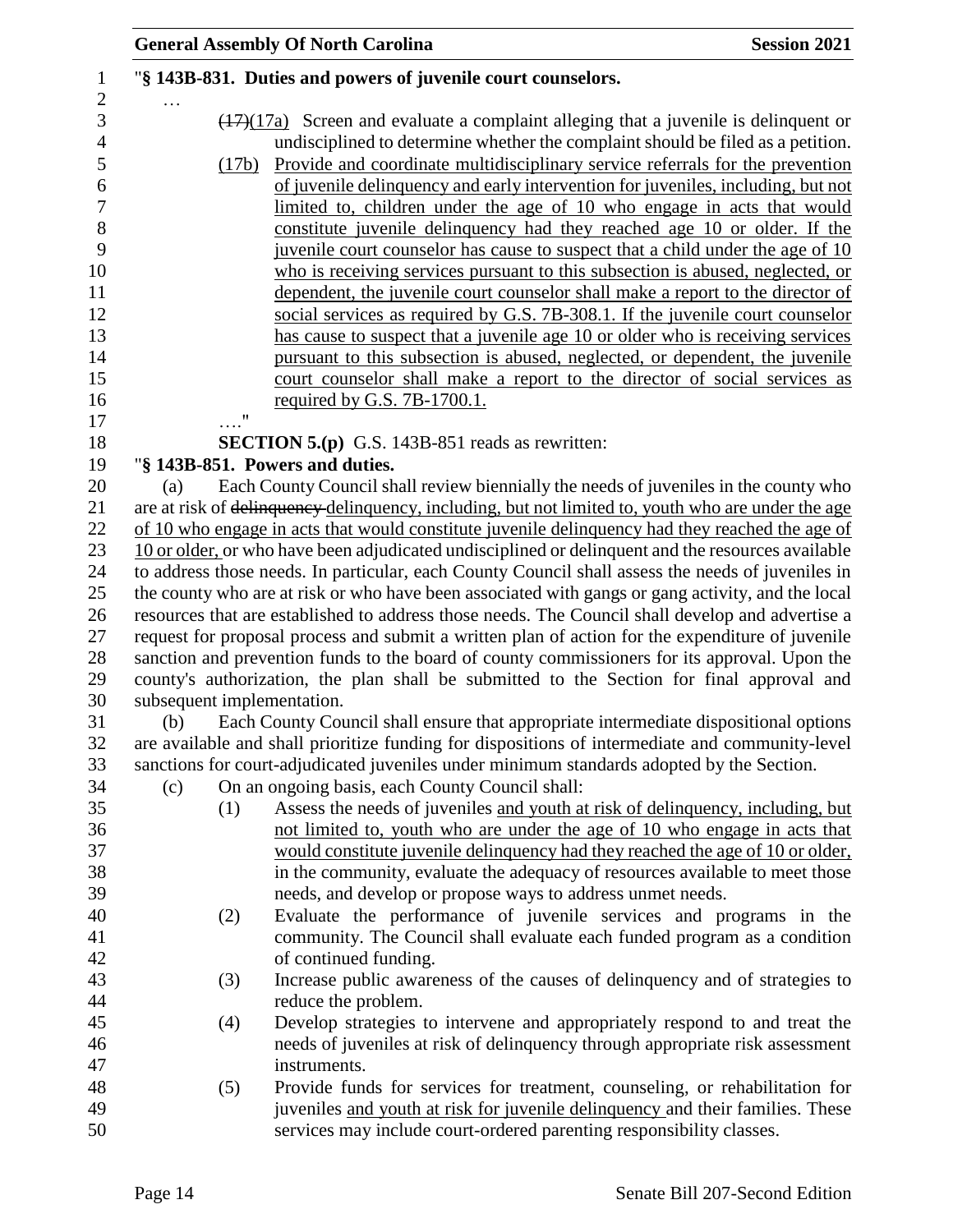"§ 143B-831. Duties and powers of juvenile court counselors.

…

~~(17)~~(17a) Screen and evaluate a complaint alleging that a juvenile is delinquent or undisciplined to determine whether the complaint should be filed as a petition.

(17b) Provide and coordinate multidisciplinary service referrals for the prevention of juvenile delinquency and early intervention for juveniles, including, but not limited to, children under the age of 10 who engage in acts that would constitute juvenile delinquency had they reached age 10 or older. If the juvenile court counselor has cause to suspect that a child under the age of 10 who is receiving services pursuant to this subsection is abused, neglected, or dependent, the juvenile court counselor shall make a report to the director of social services as required by G.S. 7B-308.1. If the juvenile court counselor has cause to suspect that a juvenile age 10 or older who is receiving services pursuant to this subsection is abused, neglected, or dependent, the juvenile court counselor shall make a report to the director of social services as required by G.S. 7B-1700.1.

…."

**SECTION 5.(p)** G.S. 143B-851 reads as rewritten:

"**§ 143B-851. Powers and duties.**

(a) Each County Council shall review biennially the needs of juveniles in the county who are at risk of ~~delinquency~~ delinquency, including, but not limited to, youth who are under the age of 10 who engage in acts that would constitute juvenile delinquency had they reached the age of 10 or older, or who have been adjudicated undisciplined or delinquent and the resources available to address those needs. In particular, each County Council shall assess the needs of juveniles in the county who are at risk or who have been associated with gangs or gang activity, and the local resources that are established to address those needs. The Council shall develop and advertise a request for proposal process and submit a written plan of action for the expenditure of juvenile sanction and prevention funds to the board of county commissioners for its approval. Upon the county's authorization, the plan shall be submitted to the Section for final approval and subsequent implementation.

(b) Each County Council shall ensure that appropriate intermediate dispositional options are available and shall prioritize funding for dispositions of intermediate and community-level sanctions for court-adjudicated juveniles under minimum standards adopted by the Section.

(c) On an ongoing basis, each County Council shall:

(1) Assess the needs of juveniles and youth at risk of delinquency, including, but not limited to, youth who are under the age of 10 who engage in acts that would constitute juvenile delinquency had they reached the age of 10 or older, in the community, evaluate the adequacy of resources available to meet those needs, and develop or propose ways to address unmet needs.

(2) Evaluate the performance of juvenile services and programs in the community. The Council shall evaluate each funded program as a condition of continued funding.

(3) Increase public awareness of the causes of delinquency and of strategies to reduce the problem.

(4) Develop strategies to intervene and appropriately respond to and treat the needs of juveniles at risk of delinquency through appropriate risk assessment instruments.

(5) Provide funds for services for treatment, counseling, or rehabilitation for juveniles and youth at risk for juvenile delinquency and their families. These services may include court-ordered parenting responsibility classes.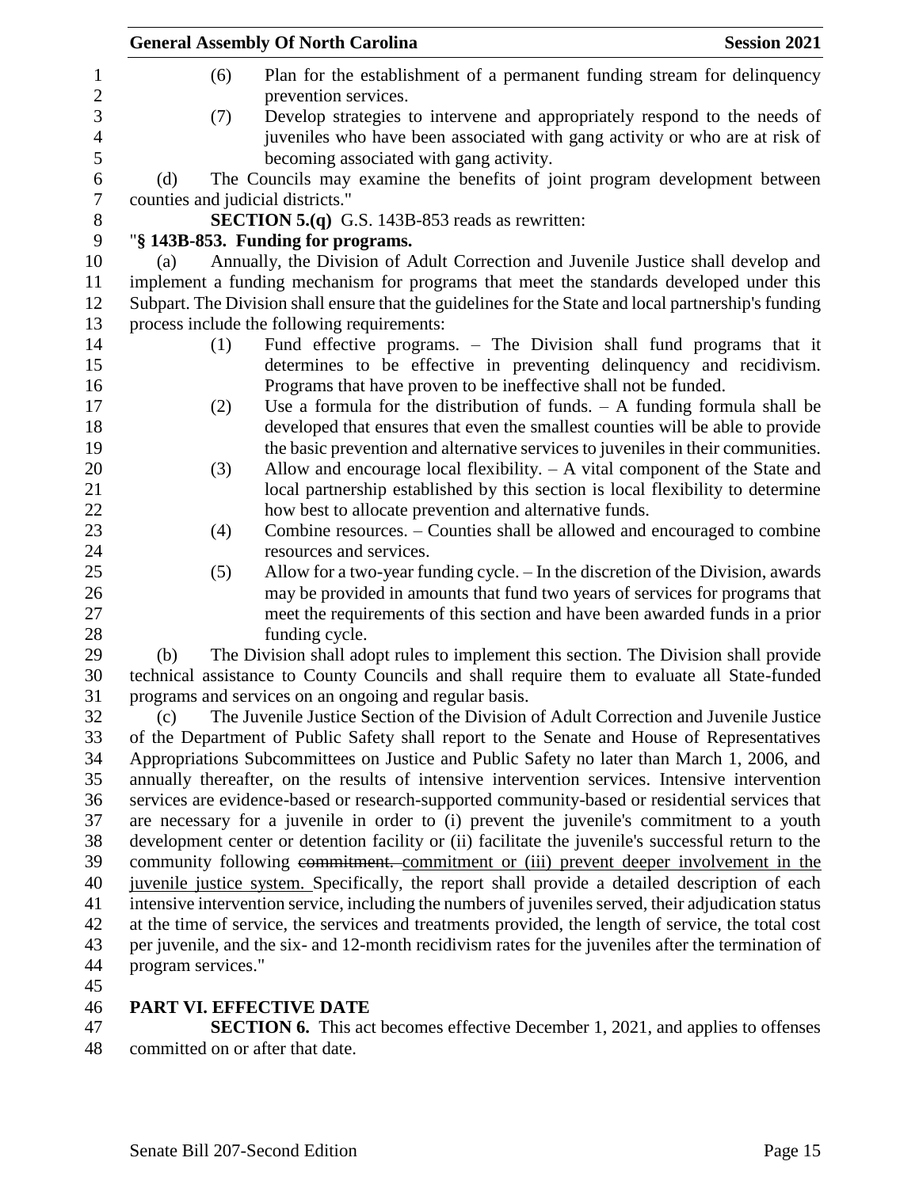(6) Plan for the establishment of a permanent funding stream for delinquency prevention services.

(7) Develop strategies to intervene and appropriately respond to the needs of juveniles who have been associated with gang activity or who are at risk of becoming associated with gang activity.

(d) The Councils may examine the benefits of joint program development between counties and judicial districts."

**SECTION 5.(q)** G.S. 143B-853 reads as rewritten:

"**§ 143B-853. Funding for programs.**

(a) Annually, the Division of Adult Correction and Juvenile Justice shall develop and implement a funding mechanism for programs that meet the standards developed under this Subpart. The Division shall ensure that the guidelines for the State and local partnership's funding process include the following requirements:

(1) Fund effective programs. – The Division shall fund programs that it determines to be effective in preventing delinquency and recidivism. Programs that have proven to be ineffective shall not be funded.

(2) Use a formula for the distribution of funds. – A funding formula shall be developed that ensures that even the smallest counties will be able to provide the basic prevention and alternative services to juveniles in their communities.

(3) Allow and encourage local flexibility. – A vital component of the State and local partnership established by this section is local flexibility to determine how best to allocate prevention and alternative funds.

(4) Combine resources. – Counties shall be allowed and encouraged to combine resources and services.

(5) Allow for a two-year funding cycle. – In the discretion of the Division, awards may be provided in amounts that fund two years of services for programs that meet the requirements of this section and have been awarded funds in a prior funding cycle.

(b) The Division shall adopt rules to implement this section. The Division shall provide technical assistance to County Councils and shall require them to evaluate all State-funded programs and services on an ongoing and regular basis.

(c) The Juvenile Justice Section of the Division of Adult Correction and Juvenile Justice of the Department of Public Safety shall report to the Senate and House of Representatives Appropriations Subcommittees on Justice and Public Safety no later than March 1, 2006, and annually thereafter, on the results of intensive intervention services. Intensive intervention services are evidence-based or research-supported community-based or residential services that are necessary for a juvenile in order to (i) prevent the juvenile's commitment to a youth development center or detention facility or (ii) facilitate the juvenile's successful return to the community following ~~commitment.~~ <u>commitment or (iii) prevent deeper involvement in the juvenile justice system.</u> Specifically, the report shall provide a detailed description of each intensive intervention service, including the numbers of juveniles served, their adjudication status at the time of service, the services and treatments provided, the length of service, the total cost per juvenile, and the six- and 12-month recidivism rates for the juveniles after the termination of program services."

## PART VI. EFFECTIVE DATE

**SECTION 6.** This act becomes effective December 1, 2021, and applies to offenses committed on or after that date.